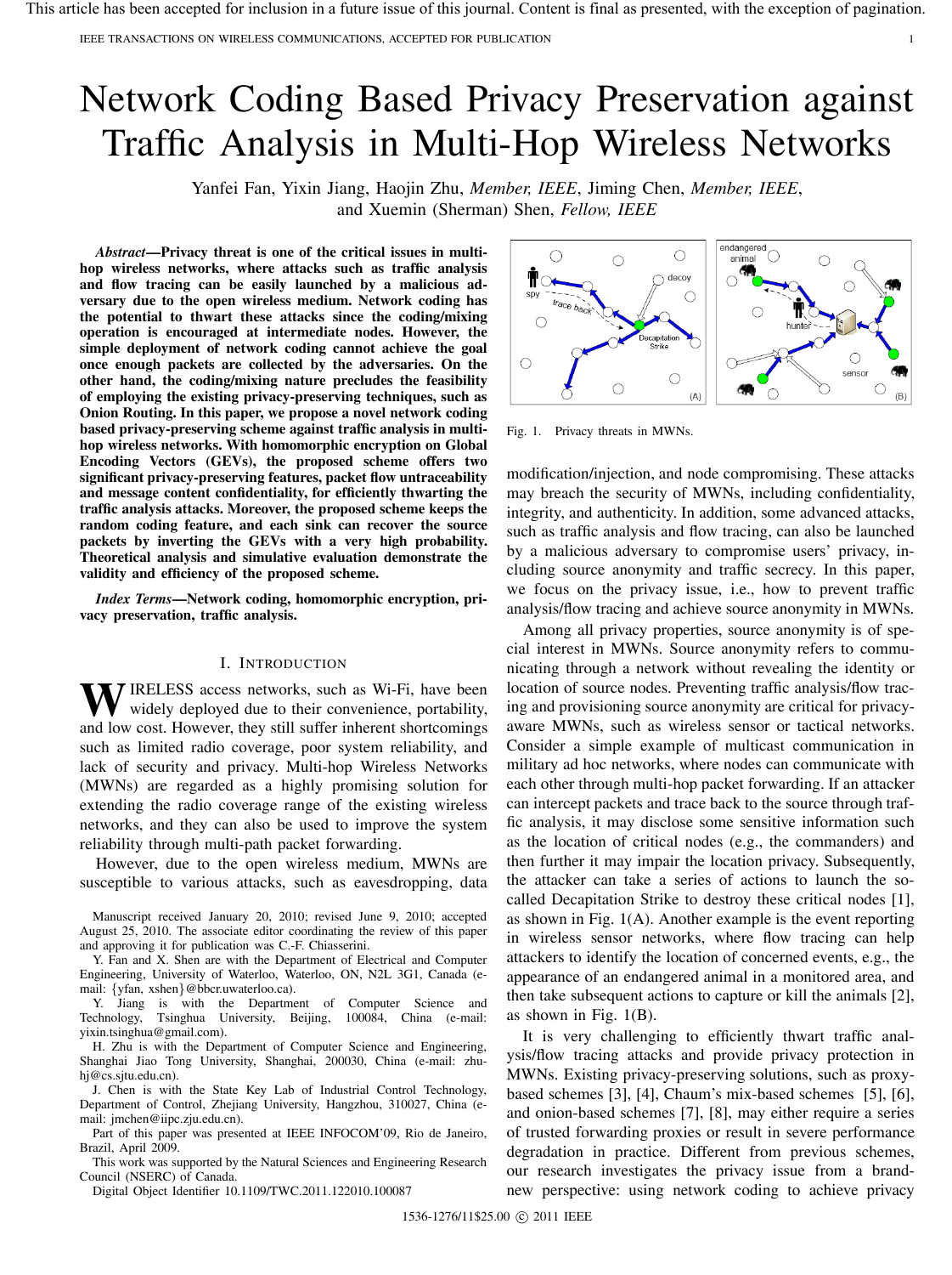# Network Coding Based Privacy Preservation against Traffic Analysis in Multi-Hop Wireless Networks

Yanfei Fan, Yixin Jiang, Haojin Zhu, *Member, IEEE*, Jiming Chen, *Member, IEEE*, and Xuemin (Sherman) Shen, *Fellow, IEEE*

***Abstract*—Privacy threat is one of the critical issues in multi-hop wireless networks, where attacks such as traffic analysis and flow tracing can be easily launched by a malicious adversary due to the open wireless medium. Network coding has the potential to thwart these attacks since the coding/mixing operation is encouraged at intermediate nodes. However, the simple deployment of network coding cannot achieve the goal once enough packets are collected by the adversaries. On the other hand, the coding/mixing nature precludes the feasibility of employing the existing privacy-preserving techniques, such as Onion Routing. In this paper, we propose a novel network coding based privacy-preserving scheme against traffic analysis in multi-hop wireless networks. With homomorphic encryption on Global Encoding Vectors (GEVs), the proposed scheme offers two significant privacy-preserving features, packet flow untraceability and message content confidentiality, for efficiently thwarting the traffic analysis attacks. Moreover, the proposed scheme keeps the random coding feature, and each sink can recover the source packets by inverting the GEVs with a very high probability. Theoretical analysis and simulative evaluation demonstrate the validity and efficiency of the proposed scheme.**

***Index Terms*—Network coding, homomorphic encryption, privacy preservation, traffic analysis.**

## I. Introduction

Wireless access networks, such as Wi-Fi, have been widely deployed due to their convenience, portability, and low cost. However, they still suffer inherent shortcomings such as limited radio coverage, poor system reliability, and lack of security and privacy. Multi-hop Wireless Networks (MWNs) are regarded as a highly promising solution for extending the radio coverage range of the existing wireless networks, and they can also be used to improve the system reliability through multi-path packet forwarding.

However, due to the open wireless medium, MWNs are susceptible to various attacks, such as eavesdropping, data modification/injection, and node compromising. These attacks may breach the security of MWNs, including confidentiality, integrity, and authenticity. In addition, some advanced attacks, such as traffic analysis and flow tracing, can also be launched by a malicious adversary to compromise users' privacy, including source anonymity and traffic secrecy. In this paper, we focus on the privacy issue, i.e., how to prevent traffic analysis/flow tracing and achieve source anonymity in MWNs.

Among all privacy properties, source anonymity is of special interest in MWNs. Source anonymity refers to communicating through a network without revealing the identity or location of source nodes. Preventing traffic analysis/flow tracing and provisioning source anonymity are critical for privacy-aware MWNs, such as wireless sensor or tactical networks. Consider a simple example of multicast communication in military ad hoc networks, where nodes can communicate with each other through multi-hop packet forwarding. If an attacker can intercept packets and trace back to the source through traffic analysis, it may disclose some sensitive information such as the location of critical nodes (e.g., the commanders) and then further it may impair the location privacy. Subsequently, the attacker can take a series of actions to launch the so-called Decapitation Strike to destroy these critical nodes [1], as shown in Fig. 1(A). Another example is the event reporting in wireless sensor networks, where flow tracing can help attackers to identify the location of concerned events, e.g., the appearance of an endangered animal in a monitored area, and then take subsequent actions to capture or kill the animals [2], as shown in Fig. 1(B).

spy
trace back
decoy
Decapitation Strike
(A)
endangered animal
hunter
sensor
(B)

Fig. 1. Privacy threats in MWNs.

It is very challenging to efficiently thwart traffic analysis/flow tracing attacks and provide privacy protection in MWNs. Existing privacy-preserving solutions, such as proxy-based schemes [3], [4], Chaum's mix-based schemes [5], [6], and onion-based schemes [7], [8], may either require a series of trusted forwarding proxies or result in severe performance degradation in practice. Different from previous schemes, our research investigates the privacy issue from a brand-new perspective: using network coding to achieve privacy

Manuscript received January 20, 2010; revised June 9, 2010; accepted August 25, 2010. The associate editor coordinating the review of this paper and approving it for publication was C.-F. Chiasserini.

Y. Fan and X. Shen are with the Department of Electrical and Computer Engineering, University of Waterloo, Waterloo, ON, N2L 3G1, Canada (e-mail: {yfan, xshen}@bbcr.uwaterloo.ca).

Y. Jiang is with the Department of Computer Science and Technology, Tsinghua University, Beijing, 100084, China (e-mail: yixin.tsinghua@gmail.com).

H. Zhu is with the Department of Computer Science and Engineering, Shanghai Jiao Tong University, Shanghai, 200030, China (e-mail: zhuhj@cs.sjtu.edu.cn).

J. Chen is with the State Key Lab of Industrial Control Technology, Department of Control, Zhejiang University, Hangzhou, 310027, China (e-mail: jmchen@iipc.zju.edu.cn).

Part of this paper was presented at IEEE INFOCOM'09, Rio de Janeiro, Brazil, April 2009.

This work was supported by the Natural Sciences and Engineering Research Council (NSERC) of Canada.

Digital Object Identifier 10.1109/TWC.2011.122010.100087

1536-1276/11$25.00 © 2011 IEEE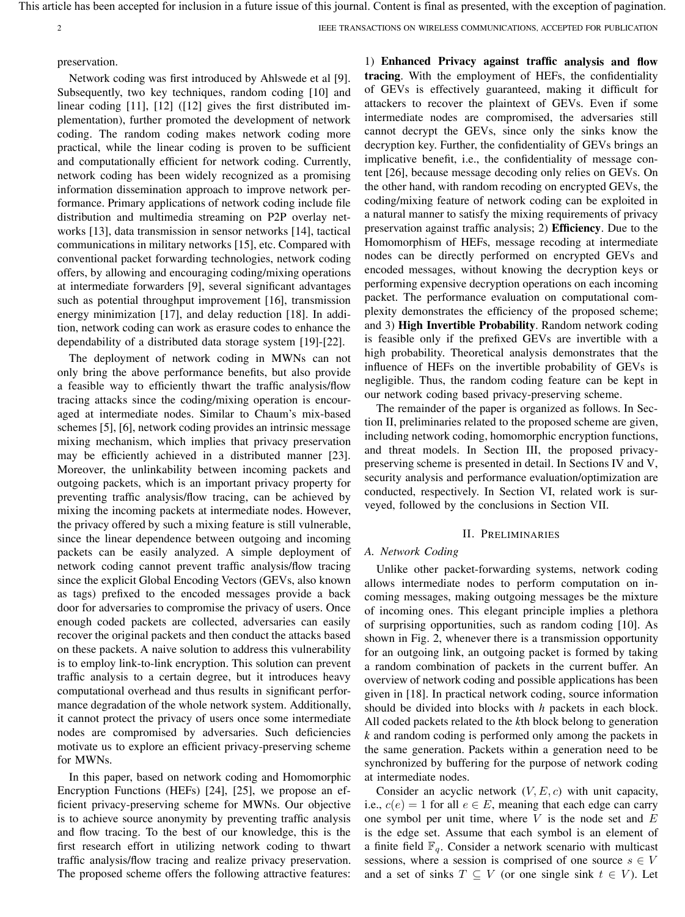preservation.

Network coding was first introduced by Ahlswede et al [9]. Subsequently, two key techniques, random coding [10] and linear coding [11], [12] ([12] gives the first distributed implementation), further promoted the development of network coding. The random coding makes network coding more practical, while the linear coding is proven to be sufficient and computationally efficient for network coding. Currently, network coding has been widely recognized as a promising information dissemination approach to improve network performance. Primary applications of network coding include file distribution and multimedia streaming on P2P overlay networks [13], data transmission in sensor networks [14], tactical communications in military networks [15], etc. Compared with conventional packet forwarding technologies, network coding offers, by allowing and encouraging coding/mixing operations at intermediate forwarders [9], several significant advantages such as potential throughput improvement [16], transmission energy minimization [17], and delay reduction [18]. In addition, network coding can work as erasure codes to enhance the dependability of a distributed data storage system [19]-[22].

The deployment of network coding in MWNs can not only bring the above performance benefits, but also provide a feasible way to efficiently thwart the traffic analysis/flow tracing attacks since the coding/mixing operation is encouraged at intermediate nodes. Similar to Chaum's mix-based schemes [5], [6], network coding provides an intrinsic message mixing mechanism, which implies that privacy preservation may be efficiently achieved in a distributed manner [23]. Moreover, the unlinkability between incoming packets and outgoing packets, which is an important privacy property for preventing traffic analysis/flow tracing, can be achieved by mixing the incoming packets at intermediate nodes. However, the privacy offered by such a mixing feature is still vulnerable, since the linear dependence between outgoing and incoming packets can be easily analyzed. A simple deployment of network coding cannot prevent traffic analysis/flow tracing since the explicit Global Encoding Vectors (GEVs, also known as tags) prefixed to the encoded messages provide a back door for adversaries to compromise the privacy of users. Once enough coded packets are collected, adversaries can easily recover the original packets and then conduct the attacks based on these packets. A naive solution to address this vulnerability is to employ link-to-link encryption. This solution can prevent traffic analysis to a certain degree, but it introduces heavy computational overhead and thus results in significant performance degradation of the whole network system. Additionally, it cannot protect the privacy of users once some intermediate nodes are compromised by adversaries. Such deficiencies motivate us to explore an efficient privacy-preserving scheme for MWNs.

In this paper, based on network coding and Homomorphic Encryption Functions (HEFs) [24], [25], we propose an efficient privacy-preserving scheme for MWNs. Our objective is to achieve source anonymity by preventing traffic analysis and flow tracing. To the best of our knowledge, this is the first research effort in utilizing network coding to thwart traffic analysis/flow tracing and realize privacy preservation. The proposed scheme offers the following attractive features: 1) **Enhanced Privacy against traffic analysis and flow tracing**. With the employment of HEFs, the confidentiality of GEVs is effectively guaranteed, making it difficult for attackers to recover the plaintext of GEVs. Even if some intermediate nodes are compromised, the adversaries still cannot decrypt the GEVs, since only the sinks know the decryption key. Further, the confidentiality of GEVs brings an implicative benefit, i.e., the confidentiality of message content [26], because message decoding only relies on GEVs. On the other hand, with random recoding on encrypted GEVs, the coding/mixing feature of network coding can be exploited in a natural manner to satisfy the mixing requirements of privacy preservation against traffic analysis; 2) **Efficiency**. Due to the Homomorphism of HEFs, message recoding at intermediate nodes can be directly performed on encrypted GEVs and encoded messages, without knowing the decryption keys or performing expensive decryption operations on each incoming packet. The performance evaluation on computational complexity demonstrates the efficiency of the proposed scheme; and 3) **High Invertible Probability**. Random network coding is feasible only if the prefixed GEVs are invertible with a high probability. Theoretical analysis demonstrates that the influence of HEFs on the invertible probability of GEVs is negligible. Thus, the random coding feature can be kept in our network coding based privacy-preserving scheme.

The remainder of the paper is organized as follows. In Section II, preliminaries related to the proposed scheme are given, including network coding, homomorphic encryption functions, and threat models. In Section III, the proposed privacy-preserving scheme is presented in detail. In Sections IV and V, security analysis and performance evaluation/optimization are conducted, respectively. In Section VI, related work is surveyed, followed by the conclusions in Section VII.

## II. Preliminaries

### A. Network Coding

Unlike other packet-forwarding systems, network coding allows intermediate nodes to perform computation on incoming messages, making outgoing messages be the mixture of incoming ones. This elegant principle implies a plethora of surprising opportunities, such as random coding [10]. As shown in Fig. 2, whenever there is a transmission opportunity for an outgoing link, an outgoing packet is formed by taking a random combination of packets in the current buffer. An overview of network coding and possible applications has been given in [18]. In practical network coding, source information should be divided into blocks with $h$ packets in each block. All coded packets related to the $k$th block belong to generation $k$ and random coding is performed only among the packets in the same generation. Packets within a generation need to be synchronized by buffering for the purpose of network coding at intermediate nodes.

Consider an acyclic network $(V, E, c)$ with unit capacity, i.e., $c(e) = 1$ for all $e \in E$, meaning that each edge can carry one symbol per unit time, where $V$ is the node set and $E$ is the edge set. Assume that each symbol is an element of a finite field $\mathbb{F}_q$. Consider a network scenario with multicast sessions, where a session is comprised of one source $s \in V$ and a set of sinks $T \subseteq V$ (or one single sink $t \in V$). Let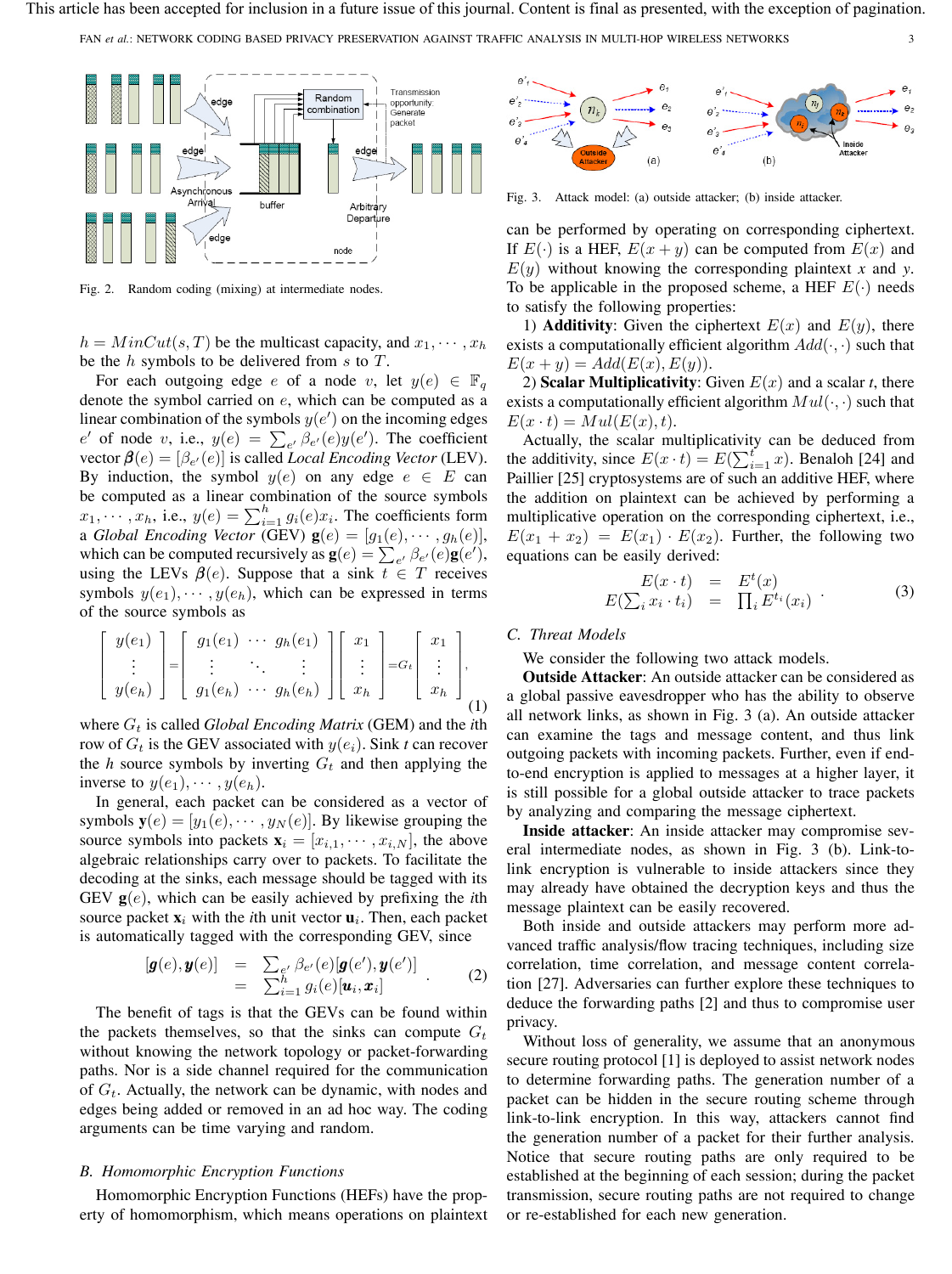Fig. 2. Random coding (mixing) at intermediate nodes.

$h = MinCut(s, T)$ be the multicast capacity, and $x_1, \cdots, x_h$ be the $h$ symbols to be delivered from $s$ to $T$.

For each outgoing edge $e$ of a node $v$, let $y(e) \in \mathbb{F}_q$ denote the symbol carried on $e$, which can be computed as a linear combination of the symbols $y(e')$ on the incoming edges $e'$ of node $v$, i.e., $y(e) = \sum_{e'} \beta_{e'}(e) y(e')$. The coefficient vector $\boldsymbol{\beta}(e) = [\beta_{e'}(e)]$ is called *Local Encoding Vector* (LEV). By induction, the symbol $y(e)$ on any edge $e \in E$ can be computed as a linear combination of the source symbols $x_1, \cdots, x_h$, i.e., $y(e) = \sum_{i=1}^{h} g_i(e) x_i$. The coefficients form a *Global Encoding Vector* (GEV) $\mathbf{g}(e) = [g_1(e), \cdots, g_h(e)]$, which can be computed recursively as $\mathbf{g}(e) = \sum_{e'} \beta_{e'}(e) \mathbf{g}(e')$, using the LEVs $\boldsymbol{\beta}(e)$. Suppose that a sink $t \in T$ receives symbols $y(e_1), \cdots, y(e_h)$, which can be expressed in terms of the source symbols as

$$\begin{bmatrix} y(e_1) \\ \vdots \\ y(e_h) \end{bmatrix} = \begin{bmatrix} g_1(e_1) & \cdots & g_h(e_1) \\ \vdots & \ddots & \vdots \\ g_1(e_h) & \cdots & g_h(e_h) \end{bmatrix} \begin{bmatrix} x_1 \\ \vdots \\ x_h \end{bmatrix} = G_t \begin{bmatrix} x_1 \\ \vdots \\ x_h \end{bmatrix}, \quad (1)$$

where $G_t$ is called *Global Encoding Matrix* (GEM) and the $i$th row of $G_t$ is the GEV associated with $y(e_i)$. Sink $t$ can recover the $h$ source symbols by inverting $G_t$ and then applying the inverse to $y(e_1), \cdots, y(e_h)$.

In general, each packet can be considered as a vector of symbols $\mathbf{y}(e) = [y_1(e), \cdots, y_N(e)]$. By likewise grouping the source symbols into packets $\mathbf{x}_i = [x_{i,1}, \cdots, x_{i,N}]$, the above algebraic relationships carry over to packets. To facilitate the decoding at the sinks, each message should be tagged with its GEV $\mathbf{g}(e)$, which can be easily achieved by prefixing the $i$th source packet $\mathbf{x}_i$ with the $i$th unit vector $\mathbf{u}_i$. Then, each packet is automatically tagged with the corresponding GEV, since

$$\begin{aligned} [\boldsymbol{g}(e), \boldsymbol{y}(e)] &= \sum_{e'} \beta_{e'}(e) [\boldsymbol{g}(e'), \boldsymbol{y}(e')] \\ &= \sum_{i=1}^{h} g_i(e) [\boldsymbol{u}_i, \boldsymbol{x}_i] \end{aligned}. \quad (2)$$

The benefit of tags is that the GEVs can be found within the packets themselves, so that the sinks can compute $G_t$ without knowing the network topology or packet-forwarding paths. Nor is a side channel required for the communication of $G_t$. Actually, the network can be dynamic, with nodes and edges being added or removed in an ad hoc way. The coding arguments can be time varying and random.

### B. Homomorphic Encryption Functions

Homomorphic Encryption Functions (HEFs) have the property of homomorphism, which means operations on plaintext can be performed by operating on corresponding ciphertext. If $E(\cdot)$ is a HEF, $E(x + y)$ can be computed from $E(x)$ and $E(y)$ without knowing the corresponding plaintext $x$ and $y$. To be applicable in the proposed scheme, a HEF $E(\cdot)$ needs to satisfy the following properties:

1) **Additivity**: Given the ciphertext $E(x)$ and $E(y)$, there exists a computationally efficient algorithm $Add(\cdot, \cdot)$ such that $E(x + y) = Add(E(x), E(y))$.

2) **Scalar Multiplicativity**: Given $E(x)$ and a scalar $t$, there exists a computationally efficient algorithm $Mul(\cdot, \cdot)$ such that $E(x \cdot t) = Mul(E(x), t)$.

Actually, the scalar multiplicativity can be deduced from the additivity, since $E(x \cdot t) = E(\sum_{i=1}^{t} x)$. Benaloh [24] and Paillier [25] cryptosystems are of such an additive HEF, where the addition on plaintext can be achieved by performing a multiplicative operation on the corresponding ciphertext, i.e., $E(x_1 + x_2) = E(x_1) \cdot E(x_2)$. Further, the following two equations can be easily derived:

$$\begin{aligned} E(x \cdot t) &= E^t(x) \\ E(\sum_i x_i \cdot t_i) &= \prod_i E^{t_i}(x_i) \end{aligned}. \quad (3)$$

Fig. 3. Attack model: (a) outside attacker; (b) inside attacker.

### C. Threat Models

We consider the following two attack models.

**Outside Attacker**: An outside attacker can be considered as a global passive eavesdropper who has the ability to observe all network links, as shown in Fig. 3 (a). An outside attacker can examine the tags and message content, and thus link outgoing packets with incoming packets. Further, even if end-to-end encryption is applied to messages at a higher layer, it is still possible for a global outside attacker to trace packets by analyzing and comparing the message ciphertext.

**Inside attacker**: An inside attacker may compromise several intermediate nodes, as shown in Fig. 3 (b). Link-to-link encryption is vulnerable to inside attackers since they may already have obtained the decryption keys and thus the message plaintext can be easily recovered.

Both inside and outside attackers may perform more advanced traffic analysis/flow tracing techniques, including size correlation, time correlation, and message content correlation [27]. Adversaries can further explore these techniques to deduce the forwarding paths [2] and thus to compromise user privacy.

Without loss of generality, we assume that an anonymous secure routing protocol [1] is deployed to assist network nodes to determine forwarding paths. The generation number of a packet can be hidden in the secure routing scheme through link-to-link encryption. In this way, attackers cannot find the generation number of a packet for their further analysis. Notice that secure routing paths are only required to be established at the beginning of each session; during the packet transmission, secure routing paths are not required to change or re-established for each new generation.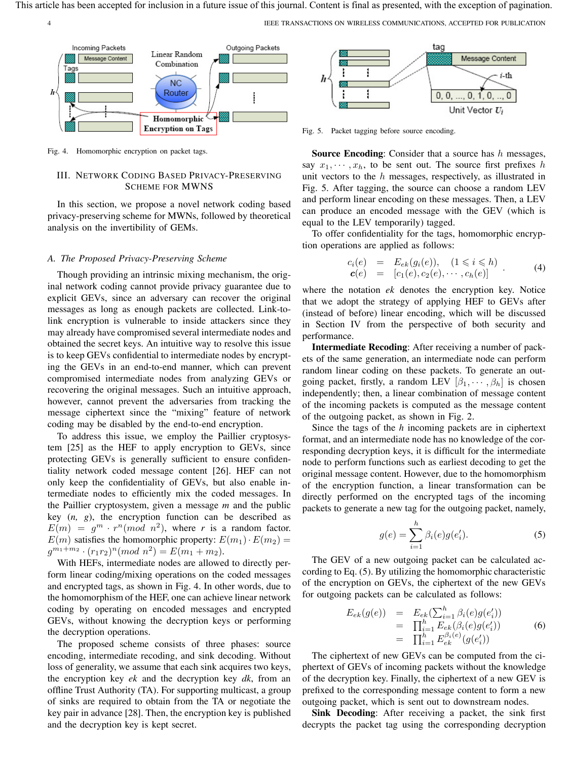Fig. 4. Homomorphic encryption on packet tags.

## III. Network Coding Based Privacy-Preserving Scheme for MWNs

In this section, we propose a novel network coding based privacy-preserving scheme for MWNs, followed by theoretical analysis on the invertibility of GEMs.

### A. The Proposed Privacy-Preserving Scheme

Though providing an intrinsic mixing mechanism, the original network coding cannot provide privacy guarantee due to explicit GEVs, since an adversary can recover the original messages as long as enough packets are collected. Link-to-link encryption is vulnerable to inside attackers since they may already have compromised several intermediate nodes and obtained the secret keys. An intuitive way to resolve this issue is to keep GEVs confidential to intermediate nodes by encrypting the GEVs in an end-to-end manner, which can prevent compromised intermediate nodes from analyzing GEVs or recovering the original messages. Such an intuitive approach, however, cannot prevent the adversaries from tracking the message ciphertext since the "mixing" feature of network coding may be disabled by the end-to-end encryption.

To address this issue, we employ the Paillier cryptosystem [25] as the HEF to apply encryption to GEVs, since protecting GEVs is generally sufficient to ensure confidentiality network coded message content [26]. HEF can not only keep the confidentiality of GEVs, but also enable intermediate nodes to efficiently mix the coded messages. In the Paillier cryptosystem, given a message $m$ and the public key $(n,\ g)$, the encryption function can be described as $E(m) = g^m \cdot r^n (mod\ n^2)$, where $r$ is a random factor. $E(m)$ satisfies the homomorphic property: $E(m_1) \cdot E(m_2) = g^{m_1+m_2} \cdot (r_1 r_2)^n (mod\ n^2) = E(m_1 + m_2)$.

With HEFs, intermediate nodes are allowed to directly perform linear coding/mixing operations on the coded messages and encrypted tags, as shown in Fig. 4. In other words, due to the homomorphism of the HEF, one can achieve linear network coding by operating on encoded messages and encrypted GEVs, without knowing the decryption keys or performing the decryption operations.

The proposed scheme consists of three phases: source encoding, intermediate recoding, and sink decoding. Without loss of generality, we assume that each sink acquires two keys, the encryption key $ek$ and the decryption key $dk$, from an offline Trust Authority (TA). For supporting multicast, a group of sinks are required to obtain from the TA or negotiate the key pair in advance [28]. Then, the encryption key is published and the decryption key is kept secret.

Fig. 5. Packet tagging before source encoding.

**Source Encoding**: Consider that a source has $h$ messages, say $x_1, \cdots, x_h$, to be sent out. The source first prefixes $h$ unit vectors to the $h$ messages, respectively, as illustrated in Fig. 5. After tagging, the source can choose a random LEV and perform linear encoding on these messages. Then, a LEV can produce an encoded message with the GEV (which is equal to the LEV temporarily) tagged.

To offer confidentiality for the tags, homomorphic encryption operations are applied as follows:

$$
\begin{array}{rcl}
c_i(e) & = & E_{ek}(g_i(e)), \quad (1 \leqslant i \leqslant h) \\
\boldsymbol{c}(e) & = & [c_1(e), c_2(e), \cdots, c_h(e)]
\end{array} \tag{4}
$$

where the notation $ek$ denotes the encryption key. Notice that we adopt the strategy of applying HEF to GEVs after (instead of before) linear encoding, which will be discussed in Section IV from the perspective of both security and performance.

**Intermediate Recoding**: After receiving a number of packets of the same generation, an intermediate node can perform random linear coding on these packets. To generate an outgoing packet, firstly, a random LEV $[\beta_1, \cdots, \beta_h]$ is chosen independently; then, a linear combination of message content of the incoming packets is computed as the message content of the outgoing packet, as shown in Fig. 2.

Since the tags of the $h$ incoming packets are in ciphertext format, and an intermediate node has no knowledge of the corresponding decryption keys, it is difficult for the intermediate node to perform functions such as earliest decoding to get the original message content. However, due to the homomorphism of the encryption function, a linear transformation can be directly performed on the encrypted tags of the incoming packets to generate a new tag for the outgoing packet, namely,

$$
g(e) = \sum_{i=1}^{h} \beta_i(e) g(e_i'). \tag{5}
$$

The GEV of a new outgoing packet can be calculated according to Eq. (5). By utilizing the homomorphic characteristic of the encryption on GEVs, the ciphertext of the new GEVs for outgoing packets can be calculated as follows:

$$
\begin{array}{rcl}
E_{ek}(g(e)) & = & E_{ek}(\sum_{i=1}^{h} \beta_i(e) g(e_i')) \\
& = & \prod_{i=1}^{h} E_{ek}(\beta_i(e) g(e_i')) \\
& = & \prod_{i=1}^{h} E_{ek}^{\beta_i(e)}(g(e_i'))
\end{array} \tag{6}
$$

The ciphertext of new GEVs can be computed from the ciphertext of GEVs of incoming packets without the knowledge of the decryption key. Finally, the ciphertext of a new GEV is prefixed to the corresponding message content to form a new outgoing packet, which is sent out to downstream nodes.

**Sink Decoding**: After receiving a packet, the sink first decrypts the packet tag using the corresponding decryption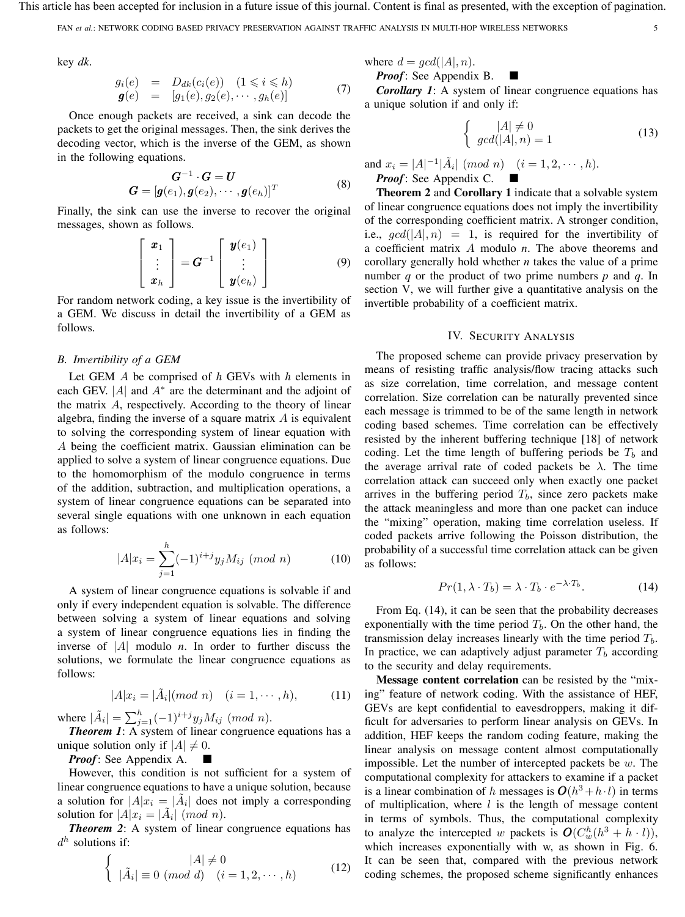key *dk*.

$$
\begin{aligned}
g_i(e) &= D_{dk}(c_i(e)) \quad (1 \leqslant i \leqslant h) \\
\boldsymbol{g}(e) &= [g_1(e), g_2(e), \cdots, g_h(e)]
\end{aligned} \tag{7}
$$

Once enough packets are received, a sink can decode the packets to get the original messages. Then, the sink derives the decoding vector, which is the inverse of the GEM, as shown in the following equations.

$$
\begin{gathered}
\boldsymbol{G}^{-1} \cdot \boldsymbol{G} = \boldsymbol{U} \\
\boldsymbol{G} = [\boldsymbol{g}(e_1), \boldsymbol{g}(e_2), \cdots, \boldsymbol{g}(e_h)]^T
\end{gathered} \tag{8}
$$

Finally, the sink can use the inverse to recover the original messages, shown as follows.

$$
\begin{bmatrix} \boldsymbol{x}_1 \\ \vdots \\ \boldsymbol{x}_h \end{bmatrix} = \boldsymbol{G}^{-1} \begin{bmatrix} \boldsymbol{y}(e_1) \\ \vdots \\ \boldsymbol{y}(e_h) \end{bmatrix} \tag{9}
$$

For random network coding, a key issue is the invertibility of a GEM. We discuss in detail the invertibility of a GEM as follows.

### B. Invertibility of a GEM

Let GEM $A$ be comprised of $h$ GEVs with $h$ elements in each GEV. $|A|$ and $A^*$ are the determinant and the adjoint of the matrix $A$, respectively. According to the theory of linear algebra, finding the inverse of a square matrix $A$ is equivalent to solving the corresponding system of linear equation with $A$ being the coefficient matrix. Gaussian elimination can be applied to solve a system of linear congruence equations. Due to the homomorphism of the modulo congruence in terms of the addition, subtraction, and multiplication operations, a system of linear congruence equations can be separated into several single equations with one unknown in each equation as follows:

$$
|A|x_i = \sum_{j=1}^{h} (-1)^{i+j} y_j M_{ij} \ (mod\ n) \tag{10}
$$

A system of linear congruence equations is solvable if and only if every independent equation is solvable. The difference between solving a system of linear equations and solving a system of linear congruence equations lies in finding the inverse of $|A|$ modulo $n$. In order to further discuss the solutions, we formulate the linear congruence equations as follows:

$$
|A|x_i = |\tilde{A}_i| (mod\ n) \quad (i = 1, \cdots, h), \tag{11}
$$

where $|\tilde{A}_i| = \sum_{j=1}^{h} (-1)^{i+j} y_j M_{ij} \ (mod\ n)$.

***Theorem 1***: A system of linear congruence equations has a unique solution only if $|A| \neq 0$.

***Proof***: See Appendix A. ■

However, this condition is not sufficient for a system of linear congruence equations to have a unique solution, because a solution for $|A|x_i = |\tilde{A}_i|$ does not imply a corresponding solution for $|A|x_i = |\tilde{A}_i| \ (mod\ n)$.

***Theorem 2***: A system of linear congruence equations has $d^h$ solutions if:

$$
\begin{cases} |A| \neq 0 \\ |\tilde{A}_i| \equiv 0 \ (mod\ d) \quad (i = 1, 2, \cdots, h) \end{cases} \tag{12}
$$

where $d = gcd(|A|, n)$.

***Proof***: See Appendix B. ■

***Corollary 1***: A system of linear congruence equations has a unique solution if and only if:

$$
\begin{cases} |A| \neq 0 \\ gcd(|A|, n) = 1 \end{cases} \tag{13}
$$

and $x_i = |A|^{-1} |\tilde{A}_i| \ (mod\ n) \quad (i = 1, 2, \cdots, h)$.

***Proof***: See Appendix C. ■

**Theorem 2** and **Corollary 1** indicate that a solvable system of linear congruence equations does not imply the invertibility of the corresponding coefficient matrix. A stronger condition, i.e., $gcd(|A|, n) = 1$, is required for the invertibility of a coefficient matrix $A$ modulo *n*. The above theorems and corollary generally hold whether *n* takes the value of a prime number $q$ or the product of two prime numbers $p$ and $q$. In section V, we will further give a quantitative analysis on the invertible probability of a coefficient matrix.

## IV. Security Analysis

The proposed scheme can provide privacy preservation by means of resisting traffic analysis/flow tracing attacks such as size correlation, time correlation, and message content correlation. Size correlation can be naturally prevented since each message is trimmed to be of the same length in network coding based schemes. Time correlation can be effectively resisted by the inherent buffering technique [18] of network coding. Let the time length of buffering periods be $T_b$ and the average arrival rate of coded packets be $\lambda$. The time correlation attack can succeed only when exactly one packet arrives in the buffering period $T_b$, since zero packets make the attack meaningless and more than one packet can induce the "mixing" operation, making time correlation useless. If coded packets arrive following the Poisson distribution, the probability of a successful time correlation attack can be given as follows:

$$
Pr(1, \lambda \cdot T_b) = \lambda \cdot T_b \cdot e^{-\lambda \cdot T_b}. \tag{14}
$$

From Eq. (14), it can be seen that the probability decreases exponentially with the time period $T_b$. On the other hand, the transmission delay increases linearly with the time period $T_b$. In practice, we can adaptively adjust parameter $T_b$ according to the security and delay requirements.

**Message content correlation** can be resisted by the "mixing" feature of network coding. With the assistance of HEF, GEVs are kept confidential to eavesdroppers, making it difficult for adversaries to perform linear analysis on GEVs. In addition, HEF keeps the random coding feature, making the linear analysis on message content almost computationally impossible. Let the number of intercepted packets be $w$. The computational complexity for attackers to examine if a packet is a linear combination of $h$ messages is $\boldsymbol{O}(h^3 + h \cdot l)$ in terms of multiplication, where $l$ is the length of message content in terms of symbols. Thus, the computational complexity to analyze the intercepted $w$ packets is $\boldsymbol{O}(C_w^h(h^3 + h \cdot l))$, which increases exponentially with w, as shown in Fig. 6. It can be seen that, compared with the previous network coding schemes, the proposed scheme significantly enhances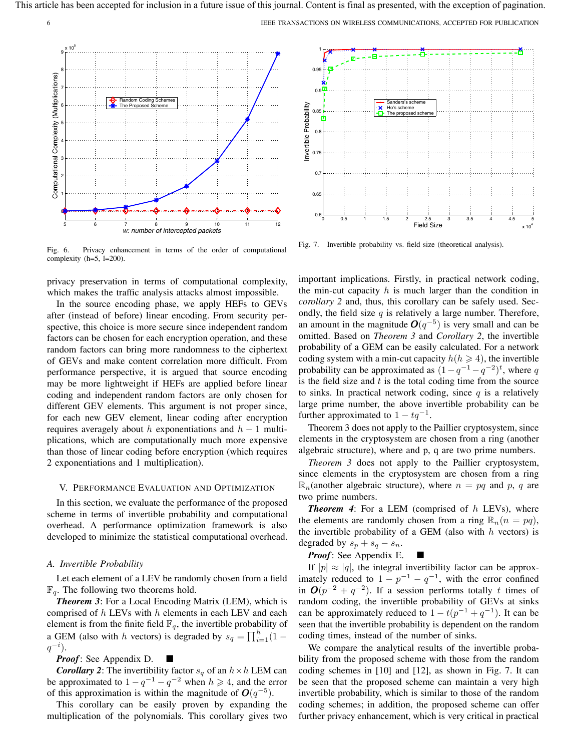Fig. 6. Privacy enhancement in terms of the order of computational complexity (h=5, l=200).

Fig. 7. Invertible probability vs. field size (theoretical analysis).

privacy preservation in terms of computational complexity, which makes the traffic analysis attacks almost impossible.

In the source encoding phase, we apply HEFs to GEVs after (instead of before) linear encoding. From security perspective, this choice is more secure since independent random factors can be chosen for each encryption operation, and these random factors can bring more randomness to the ciphertext of GEVs and make content correlation more difficult. From performance perspective, it is argued that source encoding may be more lightweight if HEFs are applied before linear coding and independent random factors are only chosen for different GEV elements. This argument is not proper since, for each new GEV element, linear coding after encryption requires averagely about $h$ exponentiations and $h-1$ multiplications, which are computationally much more expensive than those of linear coding before encryption (which requires 2 exponentiations and 1 multiplication).

## V. Performance Evaluation and Optimization

In this section, we evaluate the performance of the proposed scheme in terms of invertible probability and computational overhead. A performance optimization framework is also developed to minimize the statistical computational overhead.

### A. Invertible Probability

Let each element of a LEV be randomly chosen from a field $\mathbb{F}_q$. The following two theorems hold.

***Theorem 3***: For a Local Encoding Matrix (LEM), which is comprised of $h$ LEVs with $h$ elements in each LEV and each element is from the finite field $\mathbb{F}_q$, the invertible probability of a GEM (also with $h$ vectors) is degraded by $s_q = \prod_{i=1}^{h}(1-q^{-i})$.

***Proof***: See Appendix D. ■

***Corollary 2***: The invertibility factor $s_q$ of an $h \times h$ LEM can be approximated to $1-q^{-1}-q^{-2}$ when $h \geqslant 4$, and the error of this approximation is within the magnitude of $\boldsymbol{O}(q^{-5})$.

This corollary can be easily proven by expanding the multiplication of the polynomials. This corollary gives two important implications. Firstly, in practical network coding, the min-cut capacity $h$ is much larger than the condition in *corollary 2* and, thus, this corollary can be safely used. Secondly, the field size $q$ is relatively a large number. Therefore, an amount in the magnitude $\boldsymbol{O}(q^{-5})$ is very small and can be omitted. Based on *Theorem 3* and *Corollary 2*, the invertible probability of a GEM can be easily calculated. For a network coding system with a min-cut capacity $h(h \geqslant 4)$, the invertible probability can be approximated as $(1-q^{-1}-q^{-2})^t$, where $q$ is the field size and $t$ is the total coding time from the source to sinks. In practical network coding, since $q$ is a relatively large prime number, the above invertible probability can be further approximated to $1-tq^{-1}$.

Theorem 3 does not apply to the Paillier cryptosystem, since elements in the cryptosystem are chosen from a ring (another algebraic structure), where and p, q are two prime numbers.

*Theorem 3* does not apply to the Paillier cryptosystem, since elements in the cryptosystem are chosen from a ring $\mathbb{R}_n$(another algebraic structure), where $n = pq$ and $p$, $q$ are two prime numbers.

***Theorem 4***: For a LEM (comprised of $h$ LEVs), where the elements are randomly chosen from a ring $\mathbb{R}_n(n = pq)$, the invertible probability of a GEM (also with $h$ vectors) is degraded by $s_p + s_q - s_n$.

***Proof***: See Appendix E. ■

If $|p| \approx |q|$, the integral invertibility factor can be approximately reduced to $1-p^{-1}-q^{-1}$, with the error confined in $\boldsymbol{O}(p^{-2}+q^{-2})$. If a session performs totally $t$ times of random coding, the invertible probability of GEVs at sinks can be approximately reduced to $1-t(p^{-1}+q^{-1})$. It can be seen that the invertible probability is dependent on the random coding times, instead of the number of sinks.

We compare the analytical results of the invertible probability from the proposed scheme with those from the random coding schemes in [10] and [12], as shown in Fig. 7. It can be seen that the proposed scheme can maintain a very high invertible probability, which is similar to those of the random coding schemes; in addition, the proposed scheme can offer further privacy enhancement, which is very critical in practical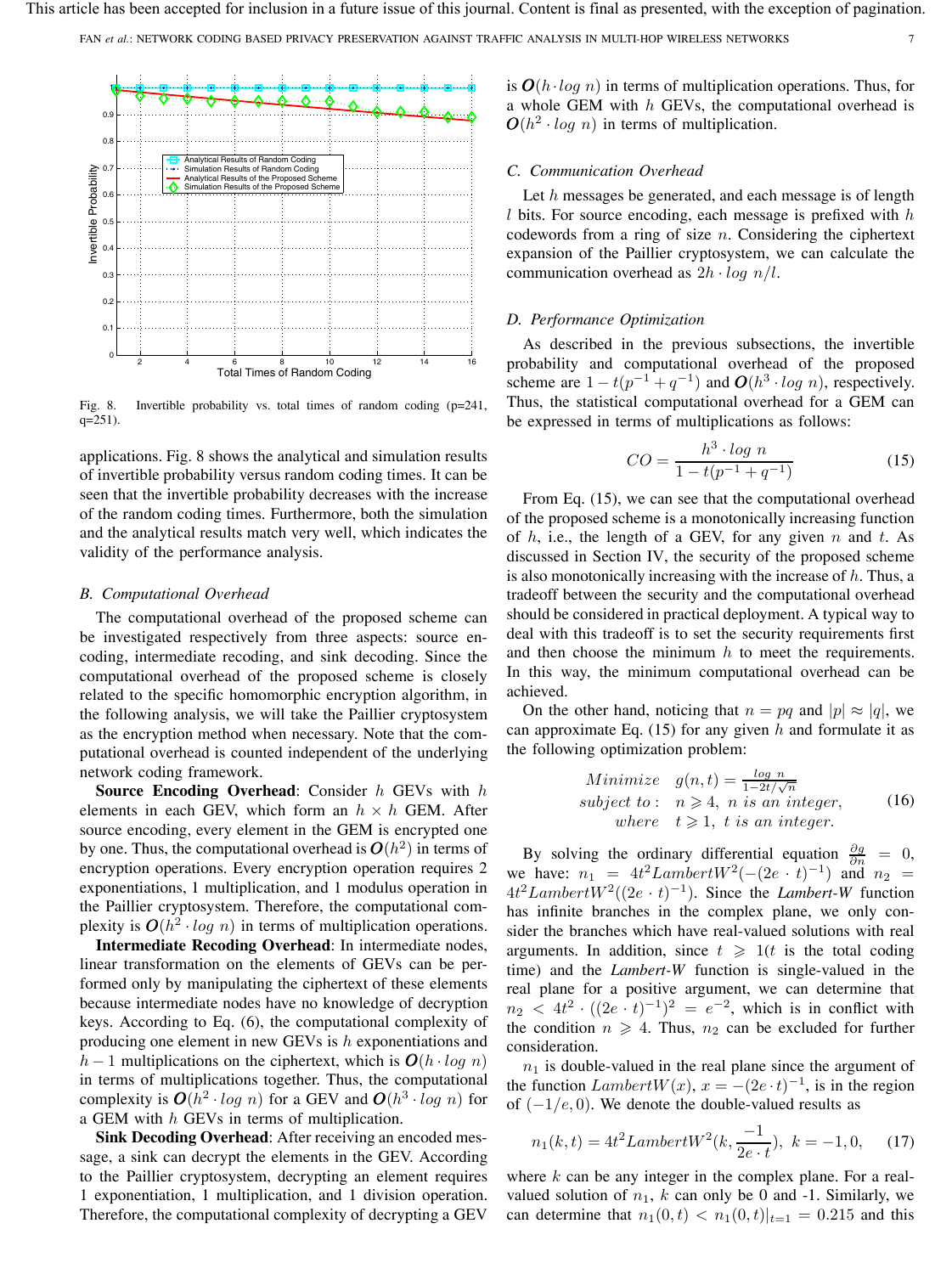Fig. 8. Invertible probability vs. total times of random coding (p=241, q=251).

applications. Fig. 8 shows the analytical and simulation results of invertible probability versus random coding times. It can be seen that the invertible probability decreases with the increase of the random coding times. Furthermore, both the simulation and the analytical results match very well, which indicates the validity of the performance analysis.

### B. Computational Overhead

The computational overhead of the proposed scheme can be investigated respectively from three aspects: source encoding, intermediate recoding, and sink decoding. Since the computational overhead of the proposed scheme is closely related to the specific homomorphic encryption algorithm, in the following analysis, we will take the Paillier cryptosystem as the encryption method when necessary. Note that the computational overhead is counted independent of the underlying network coding framework.

**Source Encoding Overhead**: Consider $h$ GEVs with $h$ elements in each GEV, which form an $h \times h$ GEM. After source encoding, every element in the GEM is encrypted one by one. Thus, the computational overhead is $\boldsymbol{O}(h^2)$ in terms of encryption operations. Every encryption operation requires 2 exponentiations, 1 multiplication, and 1 modulus operation in the Paillier cryptosystem. Therefore, the computational complexity is $\boldsymbol{O}(h^2 \cdot log\ n)$ in terms of multiplication operations.

**Intermediate Recoding Overhead**: In intermediate nodes, linear transformation on the elements of GEVs can be performed only by manipulating the ciphertext of these elements because intermediate nodes have no knowledge of decryption keys. According to Eq. (6), the computational complexity of producing one element in new GEVs is $h$ exponentiations and $h-1$ multiplications on the ciphertext, which is $\boldsymbol{O}(h \cdot log\ n)$ in terms of multiplications together. Thus, the computational complexity is $\boldsymbol{O}(h^2 \cdot log\ n)$ for a GEV and $\boldsymbol{O}(h^3 \cdot log\ n)$ for a GEM with $h$ GEVs in terms of multiplication.

**Sink Decoding Overhead**: After receiving an encoded message, a sink can decrypt the elements in the GEV. According to the Paillier cryptosystem, decrypting an element requires 1 exponentiation, 1 multiplication, and 1 division operation. Therefore, the computational complexity of decrypting a GEV is $\boldsymbol{O}(h \cdot log\ n)$ in terms of multiplication operations. Thus, for a whole GEM with $h$ GEVs, the computational overhead is $\boldsymbol{O}(h^2 \cdot log\ n)$ in terms of multiplication.

### C. Communication Overhead

Let $h$ messages be generated, and each message is of length $l$ bits. For source encoding, each message is prefixed with $h$ codewords from a ring of size $n$. Considering the ciphertext expansion of the Paillier cryptosystem, we can calculate the communication overhead as $2h \cdot log\ n/l$.

### D. Performance Optimization

As described in the previous subsections, the invertible probability and computational overhead of the proposed scheme are $1 - t(p^{-1} + q^{-1})$ and $\boldsymbol{O}(h^3 \cdot log\ n)$, respectively. Thus, the statistical computational overhead for a GEM can be expressed in terms of multiplications as follows:

$$CO = \frac{h^3 \cdot log\ n}{1 - t(p^{-1} + q^{-1})} \tag{15}$$

From Eq. (15), we can see that the computational overhead of the proposed scheme is a monotonically increasing function of $h$, i.e., the length of a GEV, for any given $n$ and $t$. As discussed in Section IV, the security of the proposed scheme is also monotonically increasing with the increase of $h$. Thus, a tradeoff between the security and the computational overhead should be considered in practical deployment. A typical way to deal with this tradeoff is to set the security requirements first and then choose the minimum $h$ to meet the requirements. In this way, the minimum computational overhead can be achieved.

On the other hand, noticing that $n = pq$ and $|p| \approx |q|$, we can approximate Eq. (15) for any given $h$ and formulate it as the following optimization problem:

$$\begin{aligned} &Minimize \quad g(n,t) = \frac{log\ n}{1 - 2t/\sqrt{n}} \\ &subject\ to: \quad n \geqslant 4,\ n\ is\ an\ integer, \\ &\qquad where \quad t \geqslant 1,\ t\ is\ an\ integer. \end{aligned} \tag{16}$$

By solving the ordinary differential equation $\frac{\partial g}{\partial n} = 0$, we have: $n_1 = 4t^2 LambertW^2(-(2e \cdot t)^{-1})$ and $n_2 = 4t^2 LambertW^2((2e \cdot t)^{-1})$. Since the *Lambert-W* function has infinite branches in the complex plane, we only consider the branches which have real-valued solutions with real arguments. In addition, since $t \geqslant 1$($t$ is the total coding time) and the *Lambert-W* function is single-valued in the real plane for a positive argument, we can determine that $n_2 < 4t^2 \cdot ((2e \cdot t)^{-1})^2 = e^{-2}$, which is in conflict with the condition $n \geqslant 4$. Thus, $n_2$ can be excluded for further consideration.

$n_1$ is double-valued in the real plane since the argument of the function $LambertW(x)$, $x = -(2e \cdot t)^{-1}$, is in the region of $(-1/e, 0)$. We denote the double-valued results as

$$n_1(k,t) = 4t^2 LambertW^2(k, \frac{-1}{2e \cdot t}),\ k = -1, 0, \tag{17}$$

where $k$ can be any integer in the complex plane. For a real-valued solution of $n_1$, $k$ can only be 0 and -1. Similarly, we can determine that $n_1(0,t) < n_1(0,t)|_{t=1} = 0.215$ and this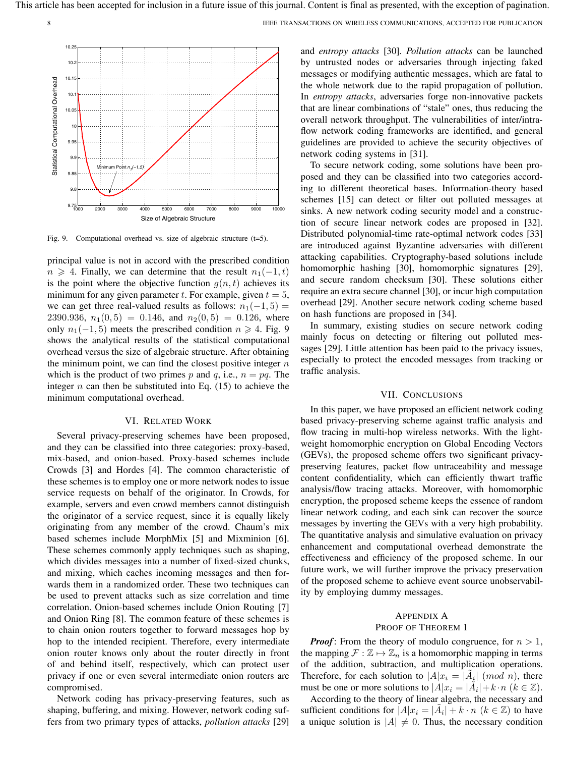Fig. 9. Computational overhead vs. size of algebraic structure (t=5).

principal value is not in accord with the prescribed condition $n \geqslant 4$. Finally, we can determine that the result $n_1(-1, t)$ is the point where the objective function $g(n, t)$ achieves its minimum for any given parameter $t$. For example, given $t = 5$, we can get three real-valued results as follows: $n_1(-1, 5) = 2390.936$, $n_1(0, 5) = 0.146$, and $n_2(0, 5) = 0.126$, where only $n_1(-1, 5)$ meets the prescribed condition $n \geqslant 4$. Fig. 9 shows the analytical results of the statistical computational overhead versus the size of algebraic structure. After obtaining the minimum point, we can find the closest positive integer $n$ which is the product of two primes $p$ and $q$, i.e., $n = pq$. The integer $n$ can then be substituted into Eq. (15) to achieve the minimum computational overhead.

## VI. Related Work

Several privacy-preserving schemes have been proposed, and they can be classified into three categories: proxy-based, mix-based, and onion-based. Proxy-based schemes include Crowds [3] and Hordes [4]. The common characteristic of these schemes is to employ one or more network nodes to issue service requests on behalf of the originator. In Crowds, for example, servers and even crowd members cannot distinguish the originator of a service request, since it is equally likely originating from any member of the crowd. Chaum's mix based schemes include MorphMix [5] and Mixminion [6]. These schemes commonly apply techniques such as shaping, which divides messages into a number of fixed-sized chunks, and mixing, which caches incoming messages and then forwards them in a randomized order. These two techniques can be used to prevent attacks such as size correlation and time correlation. Onion-based schemes include Onion Routing [7] and Onion Ring [8]. The common feature of these schemes is to chain onion routers together to forward messages hop by hop to the intended recipient. Therefore, every intermediate onion router knows only about the router directly in front of and behind itself, respectively, which can protect user privacy if one or even several intermediate onion routers are compromised.

Network coding has privacy-preserving features, such as shaping, buffering, and mixing. However, network coding suffers from two primary types of attacks, *pollution attacks* [29] and *entropy attacks* [30]. *Pollution attacks* can be launched by untrusted nodes or adversaries through injecting faked messages or modifying authentic messages, which are fatal to the whole network due to the rapid propagation of pollution. In *entropy attacks*, adversaries forge non-innovative packets that are linear combinations of "stale" ones, thus reducing the overall network throughput. The vulnerabilities of inter/intra-flow network coding frameworks are identified, and general guidelines are provided to achieve the security objectives of network coding systems in [31].

To secure network coding, some solutions have been proposed and they can be classified into two categories according to different theoretical bases. Information-theory based schemes [15] can detect or filter out polluted messages at sinks. A new network coding security model and a construction of secure linear network codes are proposed in [32]. Distributed polynomial-time rate-optimal network codes [33] are introduced against Byzantine adversaries with different attacking capabilities. Cryptography-based solutions include homomorphic hashing [30], homomorphic signatures [29], and secure random checksum [30]. These solutions either require an extra secure channel [30], or incur high computation overhead [29]. Another secure network coding scheme based on hash functions are proposed in [34].

In summary, existing studies on secure network coding mainly focus on detecting or filtering out polluted messages [29]. Little attention has been paid to the privacy issues, especially to protect the encoded messages from tracking or traffic analysis.

## VII. Conclusions

In this paper, we have proposed an efficient network coding based privacy-preserving scheme against traffic analysis and flow tracing in multi-hop wireless networks. With the lightweight homomorphic encryption on Global Encoding Vectors (GEVs), the proposed scheme offers two significant privacy-preserving features, packet flow untraceability and message content confidentiality, which can efficiently thwart traffic analysis/flow tracing attacks. Moreover, with homomorphic encryption, the proposed scheme keeps the essence of random linear network coding, and each sink can recover the source messages by inverting the GEVs with a very high probability. The quantitative analysis and simulative evaluation on privacy enhancement and computational overhead demonstrate the effectiveness and efficiency of the proposed scheme. In our future work, we will further improve the privacy preservation of the proposed scheme to achieve event source unobservability by employing dummy messages.

## Appendix A
## Proof of Theorem 1

***Proof***: From the theory of modulo congruence, for $n > 1$, the mapping $\mathcal{F} : \mathbb{Z} \mapsto \mathbb{Z}_n$ is a homomorphic mapping in terms of the addition, subtraction, and multiplication operations. Therefore, for each solution to $|A|x_i = |\tilde{A}_i| \ (mod\ n)$, there must be one or more solutions to $|A|x_i = |\tilde{A}_i| + k \cdot n \ (k \in \mathbb{Z})$.

According to the theory of linear algebra, the necessary and sufficient conditions for $|A|x_i = |\tilde{A}_i| + k \cdot n \ (k \in \mathbb{Z})$ to have a unique solution is $|A| \neq 0$. Thus, the necessary condition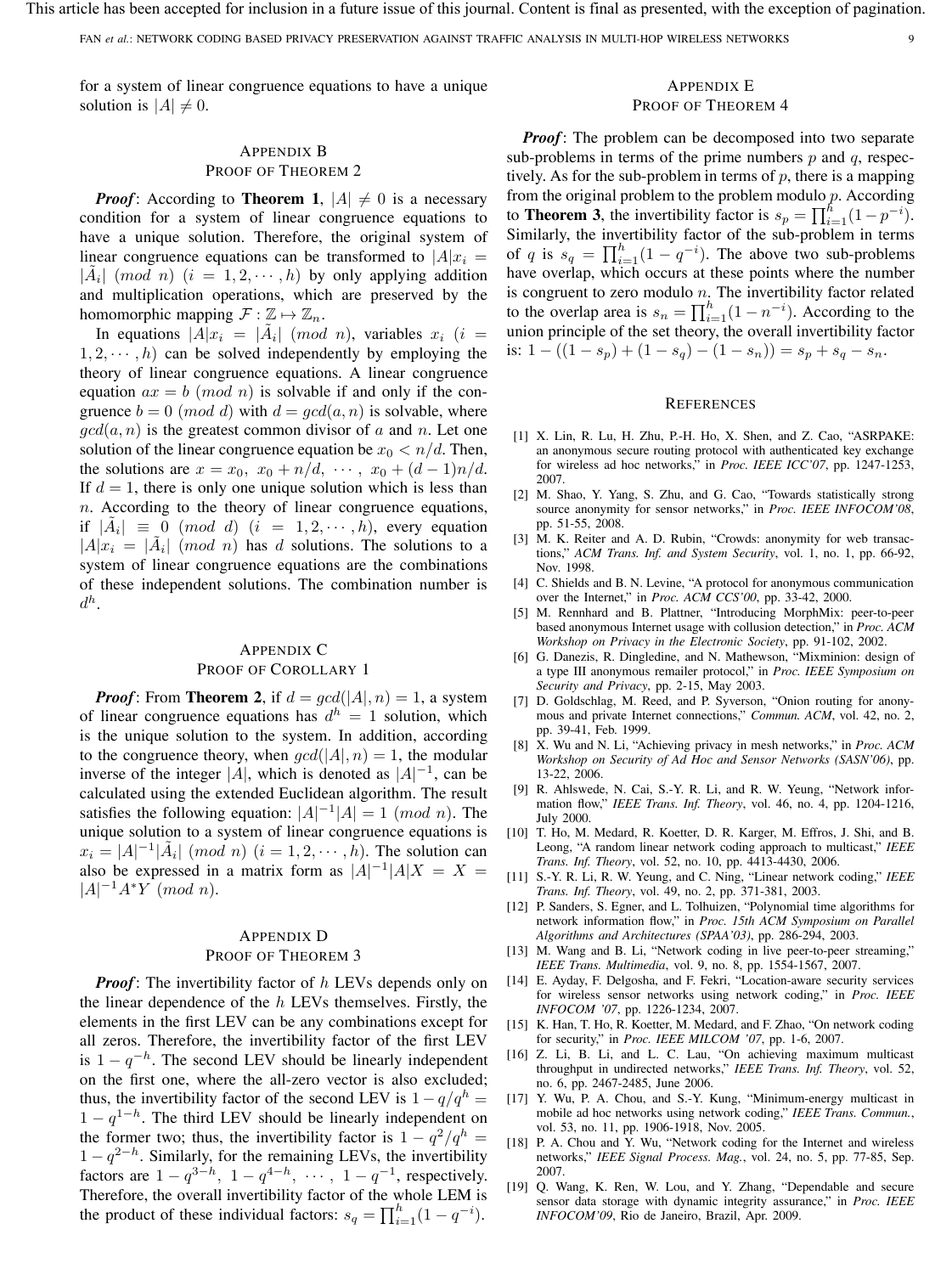for a system of linear congruence equations to have a unique solution is $|A| \neq 0$.

## APPENDIX B
## PROOF OF THEOREM 2

***Proof***: According to **Theorem 1**, $|A| \neq 0$ is a necessary condition for a system of linear congruence equations to have a unique solution. Therefore, the original system of linear congruence equations can be transformed to $|A|x_i = |\tilde{A}_i| \ (mod \ n) \ (i = 1, 2, \cdots, h)$ by only applying addition and multiplication operations, which are preserved by the homomorphic mapping $\mathcal{F} : \mathbb{Z} \mapsto \mathbb{Z}_n$.

In equations $|A|x_i = |\tilde{A}_i| \ (mod \ n)$, variables $x_i \ (i = 1, 2, \cdots, h)$ can be solved independently by employing the theory of linear congruence equations. A linear congruence equation $ax = b \ (mod \ n)$ is solvable if and only if the congruence $b = 0 \ (mod \ d)$ with $d = gcd(a, n)$ is solvable, where $gcd(a, n)$ is the greatest common divisor of $a$ and $n$. Let one solution of the linear congruence equation be $x_0 < n/d$. Then, the solutions are $x = x_0, \ x_0 + n/d, \ \cdots, \ x_0 + (d-1)n/d$. If $d = 1$, there is only one unique solution which is less than $n$. According to the theory of linear congruence equations, if $|\tilde{A}_i| \equiv 0 \ (mod \ d) \ (i = 1, 2, \cdots, h)$, every equation $|A|x_i = |\tilde{A}_i| \ (mod \ n)$ has $d$ solutions. The solutions to a system of linear congruence equations are the combinations of these independent solutions. The combination number is $d^h$.

## APPENDIX C
## PROOF OF COROLLARY 1

***Proof***: From **Theorem 2**, if $d = gcd(|A|, n) = 1$, a system of linear congruence equations has $d^h = 1$ solution, which is the unique solution to the system. In addition, according to the congruence theory, when $gcd(|A|, n) = 1$, the modular inverse of the integer $|A|$, which is denoted as $|A|^{-1}$, can be calculated using the extended Euclidean algorithm. The result satisfies the following equation: $|A|^{-1}|A| = 1 \ (mod \ n)$. The unique solution to a system of linear congruence equations is $x_i = |A|^{-1}|\tilde{A}_i| \ (mod \ n) \ (i = 1, 2, \cdots, h)$. The solution can also be expressed in a matrix form as $|A|^{-1}|A|X = X = |A|^{-1}A^*Y \ (mod \ n)$.

## APPENDIX D
## PROOF OF THEOREM 3

***Proof***: The invertibility factor of $h$ LEVs depends only on the linear dependence of the $h$ LEVs themselves. Firstly, the elements in the first LEV can be any combinations except for all zeros. Therefore, the invertibility factor of the first LEV is $1 - q^{-h}$. The second LEV should be linearly independent on the first one, where the all-zero vector is also excluded; thus, the invertibility factor of the second LEV is $1 - q/q^h = 1 - q^{1-h}$. The third LEV should be linearly independent on the former two; thus, the invertibility factor is $1 - q^2/q^h = 1 - q^{2-h}$. Similarly, for the remaining LEVs, the invertibility factors are $1 - q^{3-h}, \ 1 - q^{4-h}, \ \cdots, \ 1 - q^{-1}$, respectively. Therefore, the overall invertibility factor of the whole LEM is the product of these individual factors: $s_q = \prod_{i=1}^{h}(1 - q^{-i})$.

## APPENDIX E
## PROOF OF THEOREM 4

***Proof***: The problem can be decomposed into two separate sub-problems in terms of the prime numbers $p$ and $q$, respectively. As for the sub-problem in terms of $p$, there is a mapping from the original problem to the problem modulo $p$. According to **Theorem 3**, the invertibility factor is $s_p = \prod_{i=1}^{h}(1 - p^{-i})$. Similarly, the invertibility factor of the sub-problem in terms of $q$ is $s_q = \prod_{i=1}^{h}(1 - q^{-i})$. The above two sub-problems have overlap, which occurs at these points where the number is congruent to zero modulo $n$. The invertibility factor related to the overlap area is $s_n = \prod_{i=1}^{h}(1 - n^{-i})$. According to the union principle of the set theory, the overall invertibility factor is: $1 - ((1 - s_p) + (1 - s_q) - (1 - s_n)) = s_p + s_q - s_n$.

## REFERENCES

[1] X. Lin, R. Lu, H. Zhu, P.-H. Ho, X. Shen, and Z. Cao, "ASRPAKE: an anonymous secure routing protocol with authenticated key exchange for wireless ad hoc networks," in *Proc. IEEE ICC'07*, pp. 1247-1253, 2007.

[2] M. Shao, Y. Yang, S. Zhu, and G. Cao, "Towards statistically strong source anonymity for sensor networks," in *Proc. IEEE INFOCOM'08*, pp. 51-55, 2008.

[3] M. K. Reiter and A. D. Rubin, "Crowds: anonymity for web transactions," *ACM Trans. Inf. and System Security*, vol. 1, no. 1, pp. 66-92, Nov. 1998.

[4] C. Shields and B. N. Levine, "A protocol for anonymous communication over the Internet," in *Proc. ACM CCS'00*, pp. 33-42, 2000.

[5] M. Rennhard and B. Plattner, "Introducing MorphMix: peer-to-peer based anonymous Internet usage with collusion detection," in *Proc. ACM Workshop on Privacy in the Electronic Society*, pp. 91-102, 2002.

[6] G. Danezis, R. Dingledine, and N. Mathewson, "Mixminion: design of a type III anonymous remailer protocol," in *Proc. IEEE Symposium on Security and Privacy*, pp. 2-15, May 2003.

[7] D. Goldschlag, M. Reed, and P. Syverson, "Onion routing for anonymous and private Internet connections," *Commun. ACM*, vol. 42, no. 2, pp. 39-41, Feb. 1999.

[8] X. Wu and N. Li, "Achieving privacy in mesh networks," in *Proc. ACM Workshop on Security of Ad Hoc and Sensor Networks (SASN'06)*, pp. 13-22, 2006.

[9] R. Ahlswede, N. Cai, S.-Y. R. Li, and R. W. Yeung, "Network information flow," *IEEE Trans. Inf. Theory*, vol. 46, no. 4, pp. 1204-1216, July 2000.

[10] T. Ho, M. Medard, R. Koetter, D. R. Karger, M. Effros, J. Shi, and B. Leong, "A random linear network coding approach to multicast," *IEEE Trans. Inf. Theory*, vol. 52, no. 10, pp. 4413-4430, 2006.

[11] S.-Y. R. Li, R. W. Yeung, and C. Ning, "Linear network coding," *IEEE Trans. Inf. Theory*, vol. 49, no. 2, pp. 371-381, 2003.

[12] P. Sanders, S. Egner, and L. Tolhuizen, "Polynomial time algorithms for network information flow," in *Proc. 15th ACM Symposium on Parallel Algorithms and Architectures (SPAA'03)*, pp. 286-294, 2003.

[13] M. Wang and B. Li, "Network coding in live peer-to-peer streaming," *IEEE Trans. Multimedia*, vol. 9, no. 8, pp. 1554-1567, 2007.

[14] E. Ayday, F. Delgosha, and F. Fekri, "Location-aware security services for wireless sensor networks using network coding," in *Proc. IEEE INFOCOM '07*, pp. 1226-1234, 2007.

[15] K. Han, T. Ho, R. Koetter, M. Medard, and F. Zhao, "On network coding for security," in *Proc. IEEE MILCOM '07*, pp. 1-6, 2007.

[16] Z. Li, B. Li, and L. C. Lau, "On achieving maximum multicast throughput in undirected networks," *IEEE Trans. Inf. Theory*, vol. 52, no. 6, pp. 2467-2485, June 2006.

[17] Y. Wu, P. A. Chou, and S.-Y. Kung, "Minimum-energy multicast in mobile ad hoc networks using network coding," *IEEE Trans. Commun.*, vol. 53, no. 11, pp. 1906-1918, Nov. 2005.

[18] P. A. Chou and Y. Wu, "Network coding for the Internet and wireless networks," *IEEE Signal Process. Mag.*, vol. 24, no. 5, pp. 77-85, Sep. 2007.

[19] Q. Wang, K. Ren, W. Lou, and Y. Zhang, "Dependable and secure sensor data storage with dynamic integrity assurance," in *Proc. IEEE INFOCOM'09*, Rio de Janeiro, Brazil, Apr. 2009.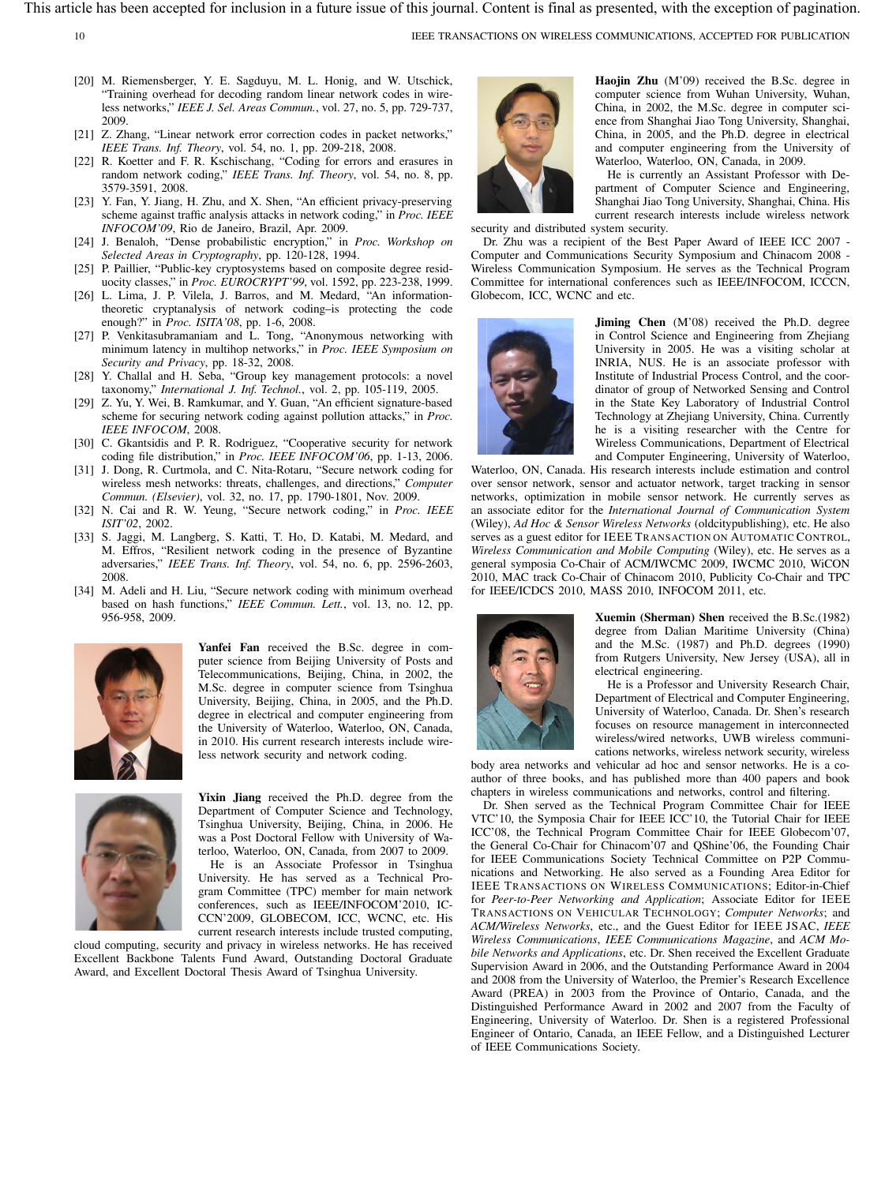[20] M. Riemensberger, Y. E. Sagduyu, M. L. Honig, and W. Utschick, "Training overhead for decoding random linear network codes in wireless networks," *IEEE J. Sel. Areas Commun.*, vol. 27, no. 5, pp. 729-737, 2009.

[21] Z. Zhang, "Linear network error correction codes in packet networks," *IEEE Trans. Inf. Theory*, vol. 54, no. 1, pp. 209-218, 2008.

[22] R. Koetter and F. R. Kschischang, "Coding for errors and erasures in random network coding," *IEEE Trans. Inf. Theory*, vol. 54, no. 8, pp. 3579-3591, 2008.

[23] Y. Fan, Y. Jiang, H. Zhu, and X. Shen, "An efficient privacy-preserving scheme against traffic analysis attacks in network coding," in *Proc. IEEE INFOCOM'09*, Rio de Janeiro, Brazil, Apr. 2009.

[24] J. Benaloh, "Dense probabilistic encryption," in *Proc. Workshop on Selected Areas in Cryptography*, pp. 120-128, 1994.

[25] P. Paillier, "Public-key cryptosystems based on composite degree residuocity classes," in *Proc. EUROCRYPT'99*, vol. 1592, pp. 223-238, 1999.

[26] L. Lima, J. P. Vilela, J. Barros, and M. Medard, "An information-theoretic cryptanalysis of network coding–is protecting the code enough?" in *Proc. ISITA'08*, pp. 1-6, 2008.

[27] P. Venkitasubramaniam and L. Tong, "Anonymous networking with minimum latency in multihop networks," in *Proc. IEEE Symposium on Security and Privacy*, pp. 18-32, 2008.

[28] Y. Challal and H. Seba, "Group key management protocols: a novel taxonomy," *International J. Inf. Technol.*, vol. 2, pp. 105-119, 2005.

[29] Z. Yu, Y. Wei, B. Ramkumar, and Y. Guan, "An efficient signature-based scheme for securing network coding against pollution attacks," in *Proc. IEEE INFOCOM*, 2008.

[30] C. Gkantsidis and P. R. Rodriguez, "Cooperative security for network coding file distribution," in *Proc. IEEE INFOCOM'06*, pp. 1-13, 2006.

[31] J. Dong, R. Curtmola, and C. Nita-Rotaru, "Secure network coding for wireless mesh networks: threats, challenges, and directions," *Computer Commun. (Elsevier)*, vol. 32, no. 17, pp. 1790-1801, Nov. 2009.

[32] N. Cai and R. W. Yeung, "Secure network coding," in *Proc. IEEE ISIT'02*, 2002.

[33] S. Jaggi, M. Langberg, S. Katti, T. Ho, D. Katabi, M. Medard, and M. Effros, "Resilient network coding in the presence of Byzantine adversaries," *IEEE Trans. Inf. Theory*, vol. 54, no. 6, pp. 2596-2603, 2008.

[34] M. Adeli and H. Liu, "Secure network coding with minimum overhead based on hash functions," *IEEE Commun. Lett.*, vol. 13, no. 12, pp. 956-958, 2009.

**Yanfei Fan** received the B.Sc. degree in computer science from Beijing University of Posts and Telecommunications, Beijing, China, in 2002, the M.Sc. degree in computer science from Tsinghua University, Beijing, China, in 2005, and the Ph.D. degree in electrical and computer engineering from the University of Waterloo, Waterloo, ON, Canada, in 2010. His current research interests include wireless network security and network coding.

**Yixin Jiang** received the Ph.D. degree from the Department of Computer Science and Technology, Tsinghua University, Beijing, China, in 2006. He was a Post Doctoral Fellow with University of Waterloo, Waterloo, ON, Canada, from 2007 to 2009.

He is an Associate Professor in Tsinghua University. He has served as a Technical Program Committee (TPC) member for main network conferences, such as IEEE/INFOCOM'2010, ICCCN'2009, GLOBECOM, ICC, WCNC, etc. His current research interests include trusted computing, cloud computing, security and privacy in wireless networks. He has received Excellent Backbone Talents Fund Award, Outstanding Doctoral Graduate Award, and Excellent Doctoral Thesis Award of Tsinghua University.

**Haojin Zhu** (M'09) received the B.Sc. degree in computer science from Wuhan University, Wuhan, China, in 2002, the M.Sc. degree in computer science from Shanghai Jiao Tong University, Shanghai, China, in 2005, and the Ph.D. degree in electrical and computer engineering from the University of Waterloo, Waterloo, ON, Canada, in 2009.

He is currently an Assistant Professor with Department of Computer Science and Engineering, Shanghai Jiao Tong University, Shanghai, China. His current research interests include wireless network security and distributed system security.

Dr. Zhu was a recipient of the Best Paper Award of IEEE ICC 2007 - Computer and Communications Security Symposium and Chinacom 2008 - Wireless Communication Symposium. He serves as the Technical Program Committee for international conferences such as IEEE/INFOCOM, ICCCN, Globecom, ICC, WCNC and etc.

**Jiming Chen** (M'08) received the Ph.D. degree in Control Science and Engineering from Zhejiang University in 2005. He was a visiting scholar at INRIA, NUS. He is an associate professor with Institute of Industrial Process Control, and the coordinator of group of Networked Sensing and Control in the State Key Laboratory of Industrial Control Technology at Zhejiang University, China. Currently he is a visiting researcher with the Centre for Wireless Communications, Department of Electrical and Computer Engineering, University of Waterloo, Waterloo, ON, Canada. His research interests include estimation and control over sensor network, sensor and actuator network, target tracking in sensor networks, optimization in mobile sensor network. He currently serves as an associate editor for the *International Journal of Communication System* (Wiley), *Ad Hoc & Sensor Wireless Networks* (oldcitypublishing), etc. He also serves as a guest editor for IEEE TRANSACTION ON AUTOMATIC CONTROL, *Wireless Communication and Mobile Computing* (Wiley), etc. He serves as a general symposia Co-Chair of ACM/IWCMC 2009, IWCMC 2010, WiCON 2010, MAC track Co-Chair of Chinacom 2010, Publicity Co-Chair and TPC for IEEE/ICDCS 2010, MASS 2010, INFOCOM 2011, etc.

**Xuemin (Sherman) Shen** received the B.Sc.(1982) degree from Dalian Maritime University (China) and the M.Sc. (1987) and Ph.D. degrees (1990) from Rutgers University, New Jersey (USA), all in electrical engineering.

He is a Professor and University Research Chair, Department of Electrical and Computer Engineering, University of Waterloo, Canada. Dr. Shen's research focuses on resource management in interconnected wireless/wired networks, UWB wireless communications networks, wireless network security, wireless body area networks and vehicular ad hoc and sensor networks. He is a co-author of three books, and has published more than 400 papers and book chapters in wireless communications and networks, control and filtering.

Dr. Shen served as the Technical Program Committee Chair for IEEE VTC'10, the Symposia Chair for IEEE ICC'10, the Tutorial Chair for IEEE ICC'08, the Technical Program Committee Chair for IEEE Globecom'07, the General Co-Chair for Chinacom'07 and QShine'06, the Founding Chair for IEEE Communications Society Technical Committee on P2P Communications and Networking. He also served as a Founding Area Editor for IEEE TRANSACTIONS ON WIRELESS COMMUNICATIONS; Editor-in-Chief for *Peer-to-Peer Networking and Application*; Associate Editor for IEEE TRANSACTIONS ON VEHICULAR TECHNOLOGY; *Computer Networks*; and *ACM/Wireless Networks*, etc., and the Guest Editor for IEEE JSAC, *IEEE Wireless Communications*, *IEEE Communications Magazine*, and *ACM Mobile Networks and Applications*, etc. Dr. Shen received the Excellent Graduate Supervision Award in 2006, and the Outstanding Performance Award in 2004 and 2008 from the University of Waterloo, the Premier's Research Excellence Award (PREA) in 2003 from the Province of Ontario, Canada, and the Distinguished Performance Award in 2002 and 2007 from the Faculty of Engineering, University of Waterloo. Dr. Shen is a registered Professional Engineer of Ontario, Canada, an IEEE Fellow, and a Distinguished Lecturer of IEEE Communications Society.